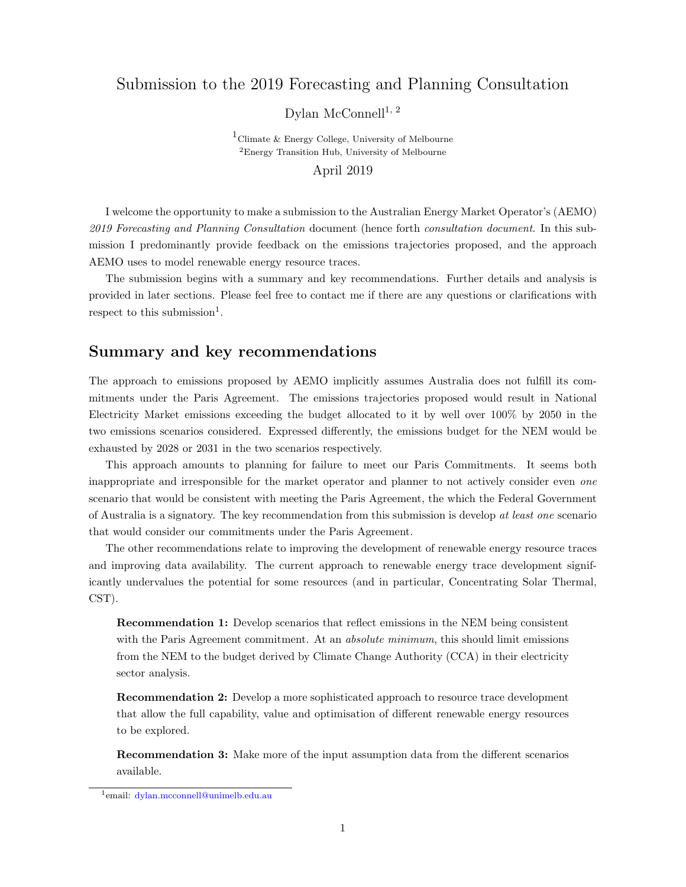# Submission to the 2019 Forecasting and Planning Consultation

Dylan McConnell[1, 2]

[1]Climate & Energy College, University of Melbourne
[2]Energy Transition Hub, University of Melbourne

April 2019

I welcome the opportunity to make a submission to the Australian Energy Market Operator's (AEMO) *2019 Forecasting and Planning Consultation* document (hence forth *consultation document*. In this submission I predominantly provide feedback on the emissions trajectories proposed, and the approach AEMO uses to model renewable energy resource traces.

The submission begins with a summary and key recommendations. Further details and analysis is provided in later sections. Please feel free to contact me if there are any questions or clarifications with respect to this submission[1].

## Summary and key recommendations

The approach to emissions proposed by AEMO implicitly assumes Australia does not fulfill its commitments under the Paris Agreement. The emissions trajectories proposed would result in National Electricity Market emissions exceeding the budget allocated to it by well over 100% by 2050 in the two emissions scenarios considered. Expressed differently, the emissions budget for the NEM would be exhausted by 2028 or 2031 in the two scenarios respectively.

This approach amounts to planning for failure to meet our Paris Commitments. It seems both inappropriate and irresponsible for the market operator and planner to not actively consider even *one* scenario that would be consistent with meeting the Paris Agreement, the which the Federal Government of Australia is a signatory. The key recommendation from this submission is develop *at least one* scenario that would consider our commitments under the Paris Agreement.

The other recommendations relate to improving the development of renewable energy resource traces and improving data availability. The current approach to renewable energy trace development significantly undervalues the potential for some resources (and in particular, Concentrating Solar Thermal, CST).

> **Recommendation 1:** Develop scenarios that reflect emissions in the NEM being consistent with the Paris Agreement commitment. At an *absolute minimum*, this should limit emissions from the NEM to the budget derived by Climate Change Authority (CCA) in their electricity sector analysis.

> **Recommendation 2:** Develop a more sophisticated approach to resource trace development that allow the full capability, value and optimisation of different renewable energy resources to be explored.

> **Recommendation 3:** Make more of the input assumption data from the different scenarios available.

[1]email: dylan.mcconnell@unimelb.edu.au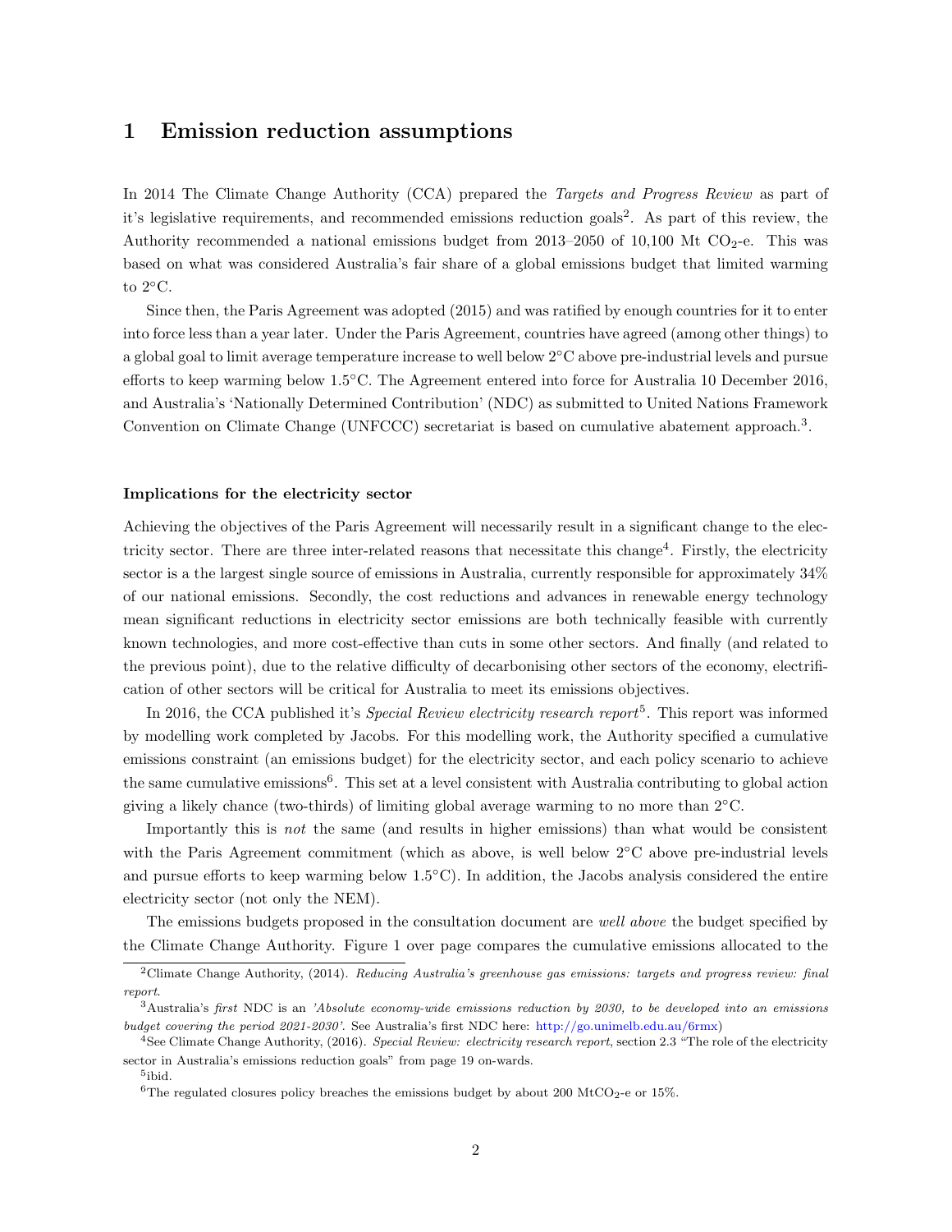# 1 Emission reduction assumptions

In 2014 The Climate Change Authority (CCA) prepared the *Targets and Progress Review* as part of it's legislative requirements, and recommended emissions reduction goals[2]. As part of this review, the Authority recommended a national emissions budget from 2013–2050 of 10,100 Mt $CO_2$-e. This was based on what was considered Australia's fair share of a global emissions budget that limited warming to 2°C.

Since then, the Paris Agreement was adopted (2015) and was ratified by enough countries for it to enter into force less than a year later. Under the Paris Agreement, countries have agreed (among other things) to a global goal to limit average temperature increase to well below 2°C above pre-industrial levels and pursue efforts to keep warming below 1.5°C. The Agreement entered into force for Australia 10 December 2016, and Australia's 'Nationally Determined Contribution' (NDC) as submitted to United Nations Framework Convention on Climate Change (UNFCCC) secretariat is based on cumulative abatement approach.[3].

### Implications for the electricity sector

Achieving the objectives of the Paris Agreement will necessarily result in a significant change to the electricity sector. There are three inter-related reasons that necessitate this change[4]. Firstly, the electricity sector is a the largest single source of emissions in Australia, currently responsible for approximately 34% of our national emissions. Secondly, the cost reductions and advances in renewable energy technology mean significant reductions in electricity sector emissions are both technically feasible with currently known technologies, and more cost-effective than cuts in some other sectors. And finally (and related to the previous point), due to the relative difficulty of decarbonising other sectors of the economy, electrification of other sectors will be critical for Australia to meet its emissions objectives.

In 2016, the CCA published it's *Special Review electricity research report*[5]. This report was informed by modelling work completed by Jacobs. For this modelling work, the Authority specified a cumulative emissions constraint (an emissions budget) for the electricity sector, and each policy scenario to achieve the same cumulative emissions[6]. This set at a level consistent with Australia contributing to global action giving a likely chance (two-thirds) of limiting global average warming to no more than 2°C.

Importantly this is *not* the same (and results in higher emissions) than what would be consistent with the Paris Agreement commitment (which as above, is well below 2°C above pre-industrial levels and pursue efforts to keep warming below 1.5°C). In addition, the Jacobs analysis considered the entire electricity sector (not only the NEM).

The emissions budgets proposed in the consultation document are *well above* the budget specified by the Climate Change Authority. Figure 1 over page compares the cumulative emissions allocated to the

---

[2] Climate Change Authority, (2014). *Reducing Australia's greenhouse gas emissions: targets and progress review: final report*.

[3] Australia's *first* NDC is an *'Absolute economy-wide emissions reduction by 2030, to be developed into an emissions budget covering the period 2021-2030'*. See Australia's first NDC here: http://go.unimelb.edu.au/6rmx)

[4] See Climate Change Authority, (2016). *Special Review: electricity research report*, section 2.3 "The role of the electricity sector in Australia's emissions reduction goals" from page 19 on-wards.

[5] ibid.

[6] The regulated closures policy breaches the emissions budget by about 200 $MtCO_2$-e or 15%.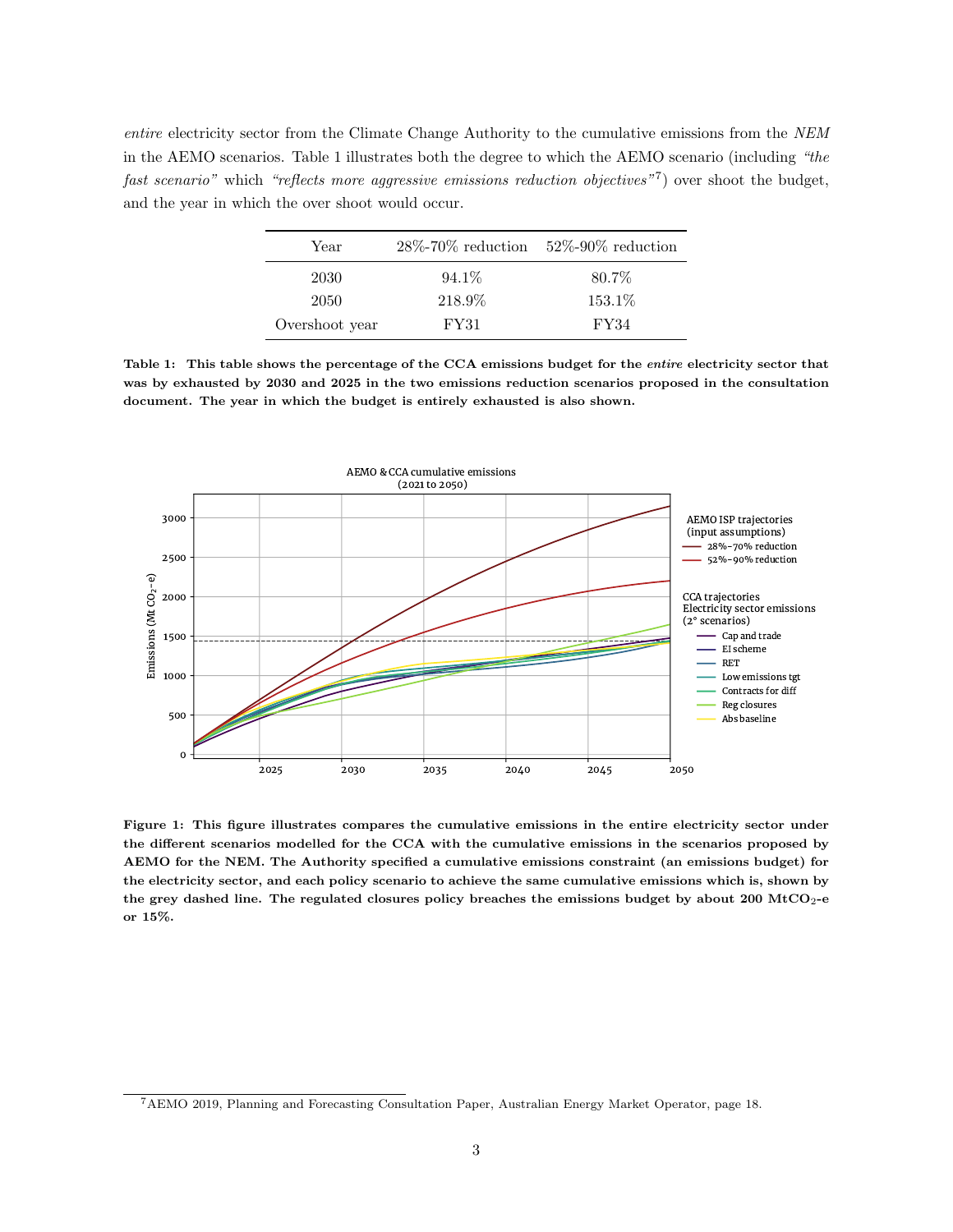*entire* electricity sector from the Climate Change Authority to the cumulative emissions from the *NEM* in the AEMO scenarios. Table 1 illustrates both the degree to which the AEMO scenario (including *"the fast scenario"* which *"reflects more aggressive emissions reduction objectives"*[7]) over shoot the budget, and the year in which the over shoot would occur.

| Year | 28%-70% reduction | 52%-90% reduction |
|---|---|---|
| 2030 | 94.1% | 80.7% |
| 2050 | 218.9% | 153.1% |
| Overshoot year | FY31 | FY34 |

**Table 1: This table shows the percentage of the CCA emissions budget for the *entire* electricity sector that was by exhausted by 2030 and 2025 in the two emissions reduction scenarios proposed in the consultation document. The year in which the budget is entirely exhausted is also shown.**

**Figure 1: This figure illustrates compares the cumulative emissions in the entire electricity sector under the different scenarios modelled for the CCA with the cumulative emissions in the scenarios proposed by AEMO for the NEM. The Authority specified a cumulative emissions constraint (an emissions budget) for the electricity sector, and each policy scenario to achieve the same cumulative emissions which is, shown by the grey dashed line. The regulated closures policy breaches the emissions budget by about 200 MtCO$_2$-e or 15%.**

[7] AEMO 2019, Planning and Forecasting Consultation Paper, Australian Energy Market Operator, page 18.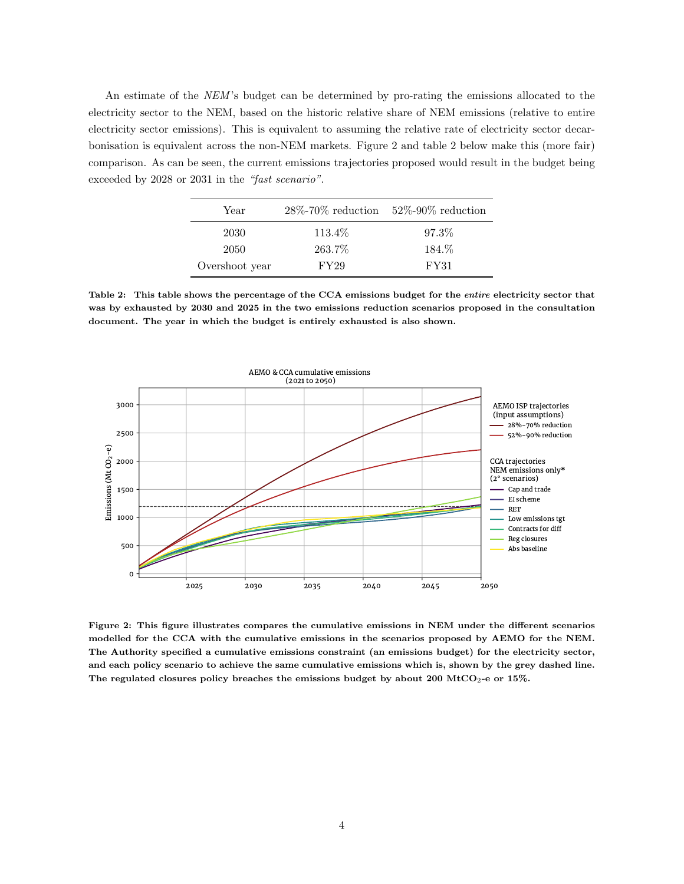An estimate of the *NEM*'s budget can be determined by pro-rating the emissions allocated to the electricity sector to the NEM, based on the historic relative share of NEM emissions (relative to entire electricity sector emissions). This is equivalent to assuming the relative rate of electricity sector decarbonisation is equivalent across the non-NEM markets. Figure 2 and table 2 below make this (more fair) comparison. As can be seen, the current emissions trajectories proposed would result in the budget being exceeded by 2028 or 2031 in the *"fast scenario"*.

| Year | 28%-70% reduction | 52%-90% reduction |
|---|---|---|
| 2030 | 113.4% | 97.3% |
| 2050 | 263.7% | 184.% |
| Overshoot year | FY29 | FY31 |

**Table 2: This table shows the percentage of the CCA emissions budget for the *entire* electricity sector that was by exhausted by 2030 and 2025 in the two emissions reduction scenarios proposed in the consultation document. The year in which the budget is entirely exhausted is also shown.**

**Figure 2: This figure illustrates compares the cumulative emissions in NEM under the different scenarios modelled for the CCA with the cumulative emissions in the scenarios proposed by AEMO for the NEM. The Authority specified a cumulative emissions constraint (an emissions budget) for the electricity sector, and each policy scenario to achieve the same cumulative emissions which is, shown by the grey dashed line. The regulated closures policy breaches the emissions budget by about 200 $MtCO_2$-e or 15%.**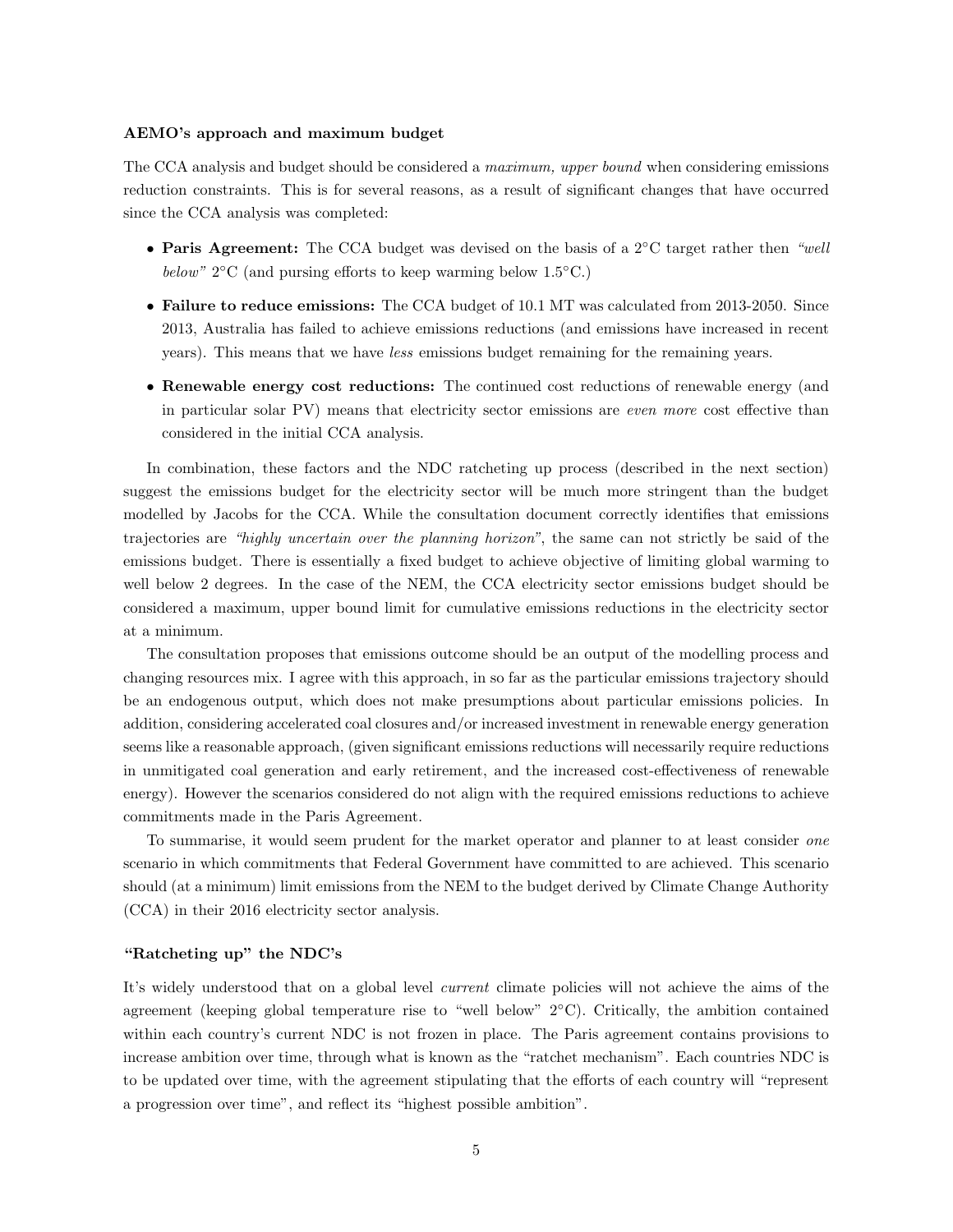**AEMO's approach and maximum budget**

The CCA analysis and budget should be considered a *maximum, upper bound* when considering emissions reduction constraints. This is for several reasons, as a result of significant changes that have occurred since the CCA analysis was completed:

- **Paris Agreement:** The CCA budget was devised on the basis of a 2°C target rather then *"well below"* 2°C (and pursing efforts to keep warming below 1.5°C.)
- **Failure to reduce emissions:** The CCA budget of 10.1 MT was calculated from 2013-2050. Since 2013, Australia has failed to achieve emissions reductions (and emissions have increased in recent years). This means that we have *less* emissions budget remaining for the remaining years.
- **Renewable energy cost reductions:** The continued cost reductions of renewable energy (and in particular solar PV) means that electricity sector emissions are *even more* cost effective than considered in the initial CCA analysis.

In combination, these factors and the NDC ratcheting up process (described in the next section) suggest the emissions budget for the electricity sector will be much more stringent than the budget modelled by Jacobs for the CCA. While the consultation document correctly identifies that emissions trajectories are *"highly uncertain over the planning horizon"*, the same can not strictly be said of the emissions budget. There is essentially a fixed budget to achieve objective of limiting global warming to well below 2 degrees. In the case of the NEM, the CCA electricity sector emissions budget should be considered a maximum, upper bound limit for cumulative emissions reductions in the electricity sector at a minimum.

The consultation proposes that emissions outcome should be an output of the modelling process and changing resources mix. I agree with this approach, in so far as the particular emissions trajectory should be an endogenous output, which does not make presumptions about particular emissions policies. In addition, considering accelerated coal closures and/or increased investment in renewable energy generation seems like a reasonable approach, (given significant emissions reductions will necessarily require reductions in unmitigated coal generation and early retirement, and the increased cost-effectiveness of renewable energy). However the scenarios considered do not align with the required emissions reductions to achieve commitments made in the Paris Agreement.

To summarise, it would seem prudent for the market operator and planner to at least consider *one* scenario in which commitments that Federal Government have committed to are achieved. This scenario should (at a minimum) limit emissions from the NEM to the budget derived by Climate Change Authority (CCA) in their 2016 electricity sector analysis.

**"Ratcheting up" the NDC's**

It's widely understood that on a global level *current* climate policies will not achieve the aims of the agreement (keeping global temperature rise to "well below" 2°C). Critically, the ambition contained within each country's current NDC is not frozen in place. The Paris agreement contains provisions to increase ambition over time, through what is known as the "ratchet mechanism". Each countries NDC is to be updated over time, with the agreement stipulating that the efforts of each country will "represent a progression over time", and reflect its "highest possible ambition".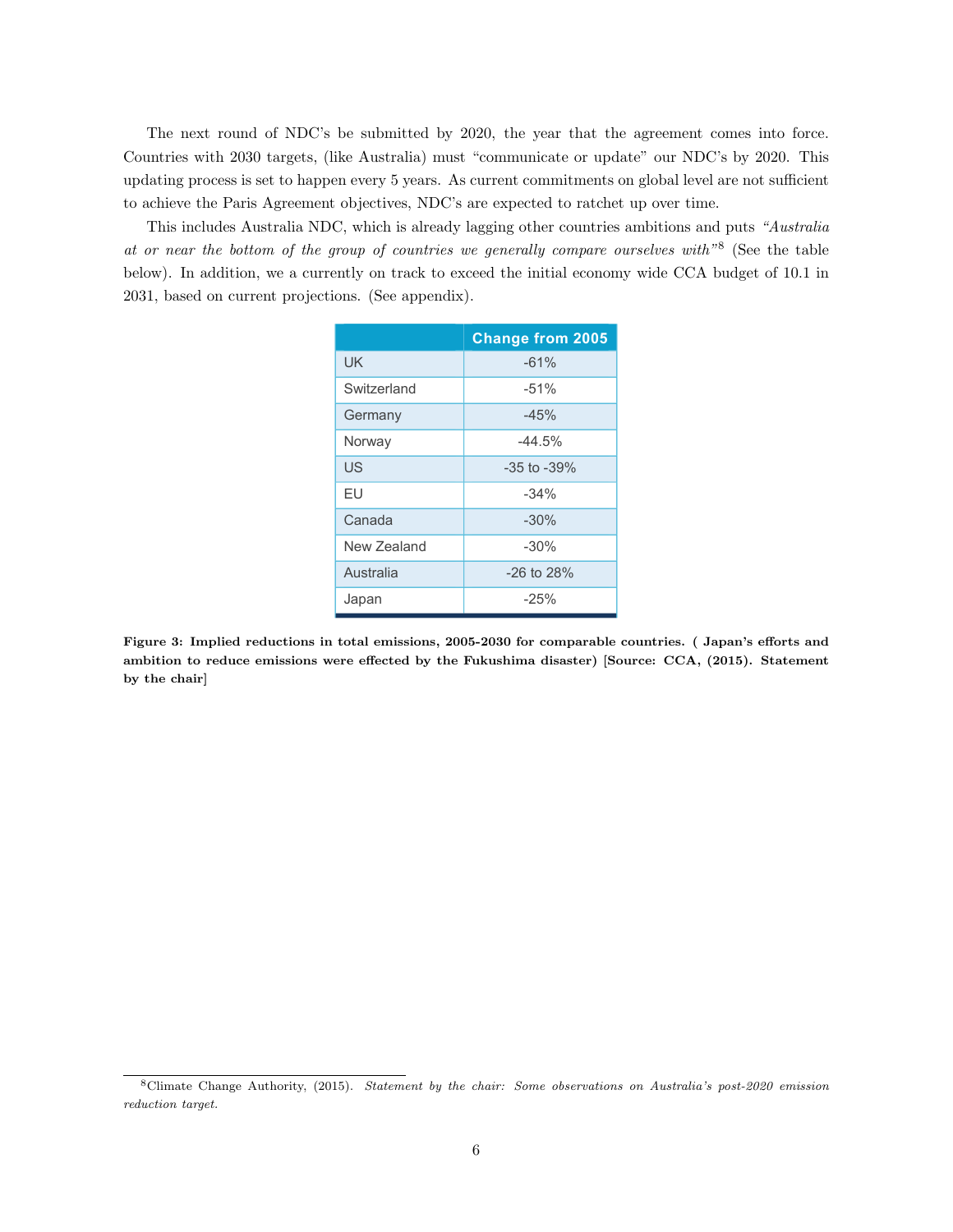The next round of NDC's be submitted by 2020, the year that the agreement comes into force. Countries with 2030 targets, (like Australia) must "communicate or update" our NDC's by 2020. This updating process is set to happen every 5 years. As current commitments on global level are not sufficient to achieve the Paris Agreement objectives, NDC's are expected to ratchet up over time.

This includes Australia NDC, which is already lagging other countries ambitions and puts *"Australia at or near the bottom of the group of countries we generally compare ourselves with"*[8] (See the table below). In addition, we a currently on track to exceed the initial economy wide CCA budget of 10.1 in 2031, based on current projections. (See appendix).

| | Change from 2005 |
|---|---|
| UK | -61% |
| Switzerland | -51% |
| Germany | -45% |
| Norway | -44.5% |
| US | -35 to -39% |
| EU | -34% |
| Canada | -30% |
| New Zealand | -30% |
| Australia | -26 to 28% |
| Japan | -25% |

**Figure 3: Implied reductions in total emissions, 2005-2030 for comparable countries. ( Japan's efforts and ambition to reduce emissions were effected by the Fukushima disaster) [Source: CCA, (2015). Statement by the chair]**

[8] Climate Change Authority, (2015). *Statement by the chair: Some observations on Australia's post-2020 emission reduction target.*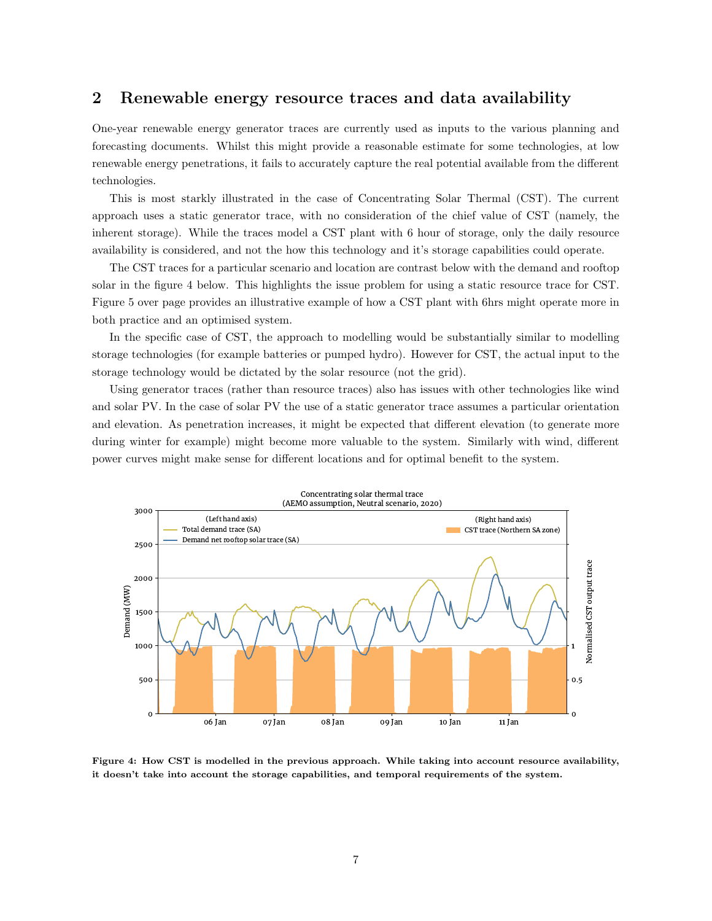## 2 Renewable energy resource traces and data availability

One-year renewable energy generator traces are currently used as inputs to the various planning and forecasting documents. Whilst this might provide a reasonable estimate for some technologies, at low renewable energy penetrations, it fails to accurately capture the real potential available from the different technologies.

This is most starkly illustrated in the case of Concentrating Solar Thermal (CST). The current approach uses a static generator trace, with no consideration of the chief value of CST (namely, the inherent storage). While the traces model a CST plant with 6 hour of storage, only the daily resource availability is considered, and not the how this technology and it's storage capabilities could operate.

The CST traces for a particular scenario and location are contrast below with the demand and rooftop solar in the figure 4 below. This highlights the issue problem for using a static resource trace for CST. Figure 5 over page provides an illustrative example of how a CST plant with 6hrs might operate more in both practice and an optimised system.

In the specific case of CST, the approach to modelling would be substantially similar to modelling storage technologies (for example batteries or pumped hydro). However for CST, the actual input to the storage technology would be dictated by the solar resource (not the grid).

Using generator traces (rather than resource traces) also has issues with other technologies like wind and solar PV. In the case of solar PV the use of a static generator trace assumes a particular orientation and elevation. As penetration increases, it might be expected that different elevation (to generate more during winter for example) might become more valuable to the system. Similarly with wind, different power curves might make sense for different locations and for optimal benefit to the system.

**Figure 4: How CST is modelled in the previous approach. While taking into account resource availability, it doesn't take into account the storage capabilities, and temporal requirements of the system.**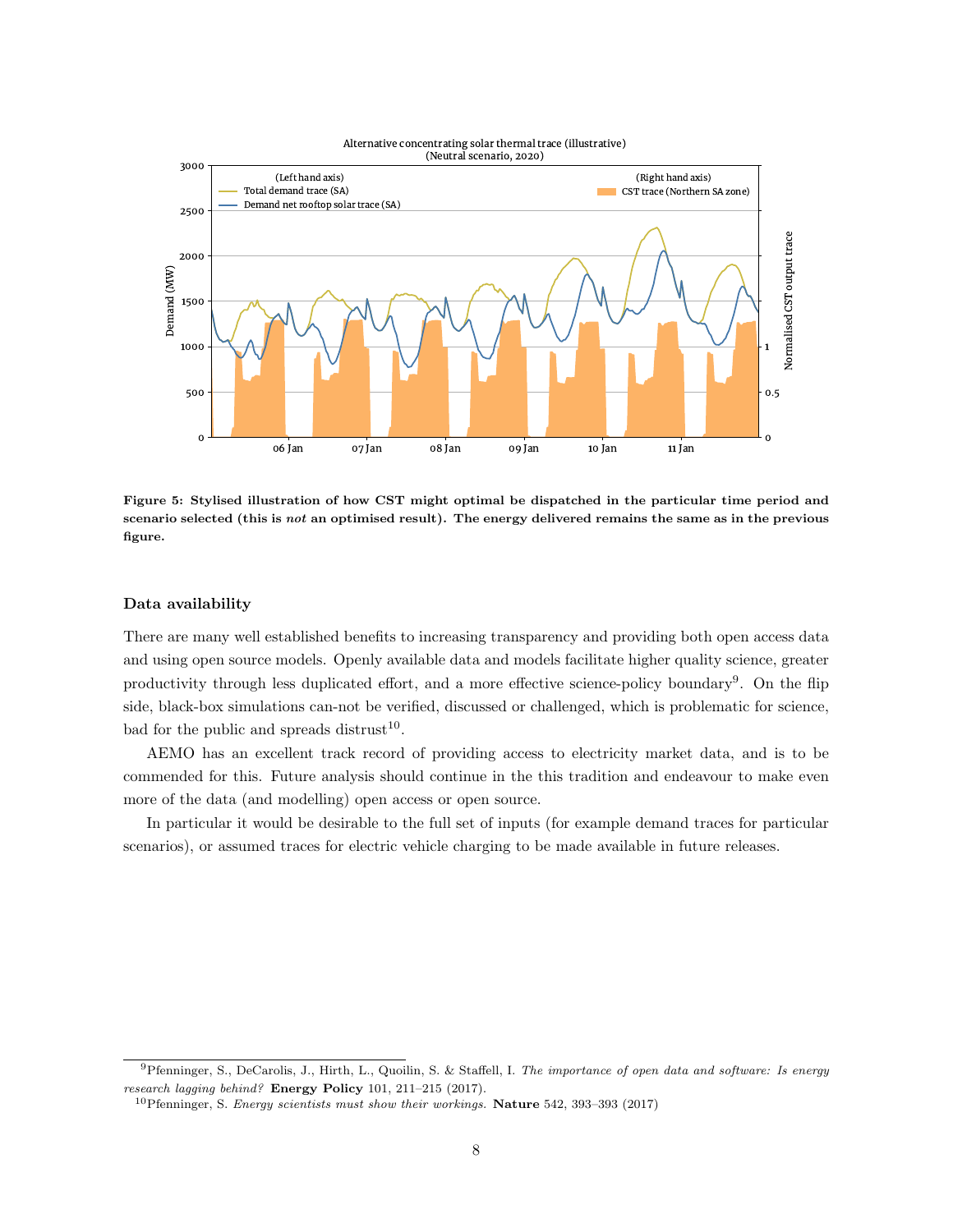**Figure 5: Stylised illustration of how CST might optimal be dispatched in the particular time period and scenario selected (this is *not* an optimised result). The energy delivered remains the same as in the previous figure.**

### Data availability

There are many well established benefits to increasing transparency and providing both open access data and using open source models. Openly available data and models facilitate higher quality science, greater productivity through less duplicated effort, and a more effective science-policy boundary[9]. On the flip side, black-box simulations can-not be verified, discussed or challenged, which is problematic for science, bad for the public and spreads distrust[10].

AEMO has an excellent track record of providing access to electricity market data, and is to be commended for this. Future analysis should continue in the this tradition and endeavour to make even more of the data (and modelling) open access or open source.

In particular it would be desirable to the full set of inputs (for example demand traces for particular scenarios), or assumed traces for electric vehicle charging to be made available in future releases.

---

[9] Pfenninger, S., DeCarolis, J., Hirth, L., Quoilin, S. & Staffell, I. *The importance of open data and software: Is energy research lagging behind?* **Energy Policy** 101, 211–215 (2017).

[10] Pfenninger, S. *Energy scientists must show their workings.* **Nature** 542, 393–393 (2017)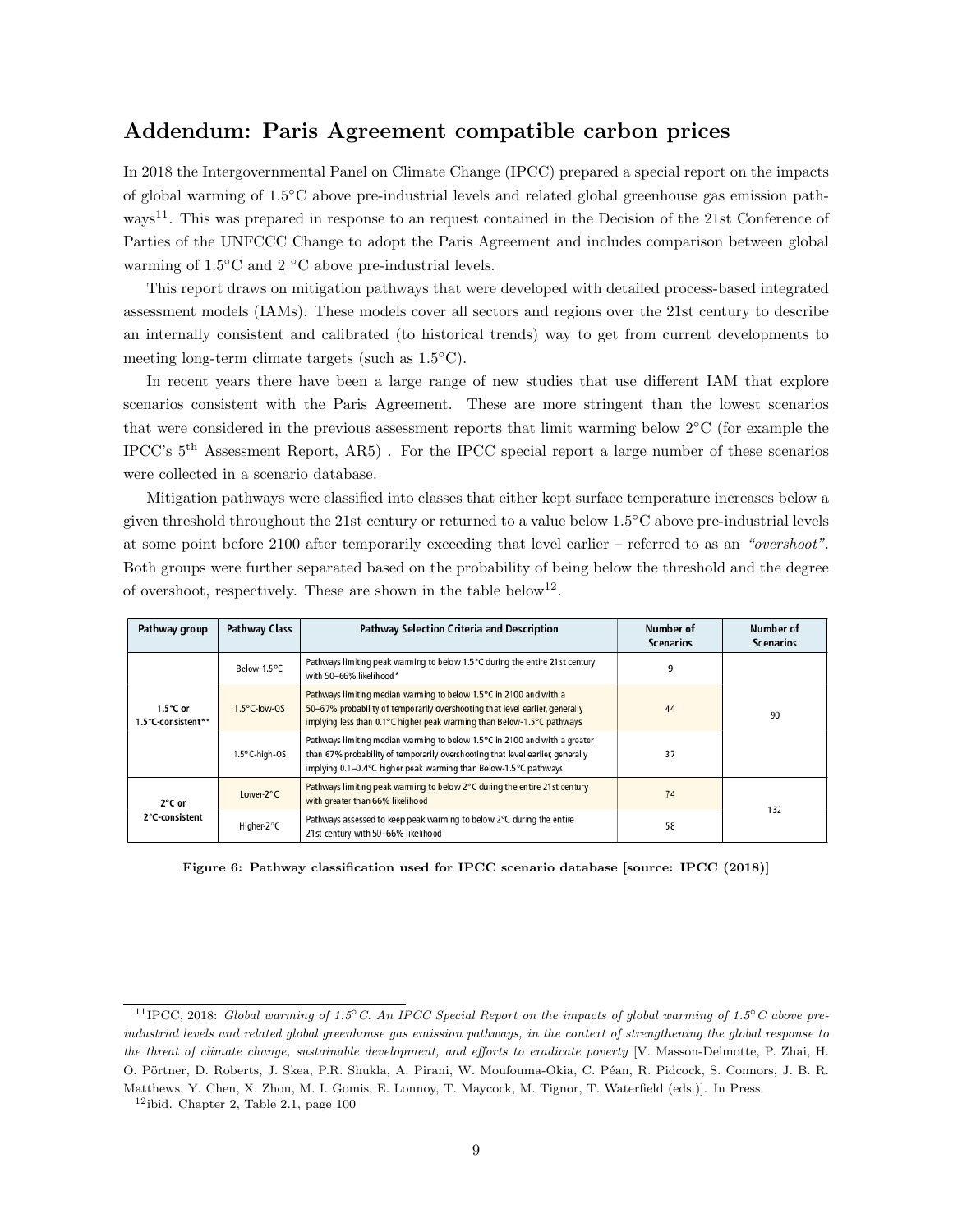## Addendum: Paris Agreement compatible carbon prices

In 2018 the Intergovernmental Panel on Climate Change (IPCC) prepared a special report on the impacts of global warming of 1.5°C above pre-industrial levels and related global greenhouse gas emission pathways[11]. This was prepared in response to an request contained in the Decision of the 21st Conference of Parties of the UNFCCC Change to adopt the Paris Agreement and includes comparison between global warming of 1.5°C and 2 °C above pre-industrial levels.

This report draws on mitigation pathways that were developed with detailed process-based integrated assessment models (IAMs). These models cover all sectors and regions over the 21st century to describe an internally consistent and calibrated (to historical trends) way to get from current developments to meeting long-term climate targets (such as 1.5°C).

In recent years there have been a large range of new studies that use different IAM that explore scenarios consistent with the Paris Agreement. These are more stringent than the lowest scenarios that were considered in the previous assessment reports that limit warming below 2°C (for example the IPCC's 5[th] Assessment Report, AR5) . For the IPCC special report a large number of these scenarios were collected in a scenario database.

Mitigation pathways were classified into classes that either kept surface temperature increases below a given threshold throughout the 21st century or returned to a value below 1.5°C above pre-industrial levels at some point before 2100 after temporarily exceeding that level earlier – referred to as an *"overshoot"*. Both groups were further separated based on the probability of being below the threshold and the degree of overshoot, respectively. These are shown in the table below[12].

| Pathway group | Pathway Class | Pathway Selection Criteria and Description | Number of Scenarios | Number of Scenarios |
|---|---|---|---|---|
| 1.5°C or 1.5°C-consistent** | Below-1.5°C | Pathways limiting peak warming to below 1.5°C during the entire 21st century with 50–66% likelihood* | 9 | 90 |
| | 1.5°C-low-OS | Pathways limiting median warming to below 1.5°C in 2100 and with a 50–67% probability of temporarily overshooting that level earlier, generally implying less than 0.1°C higher peak warming than Below-1.5°C pathways | 44 | |
| | 1.5°C-high-OS | Pathways limiting median warming to below 1.5°C in 2100 and with a greater than 67% probability of temporarily overshooting that level earlier, generally implying 0.1–0.4°C higher peak warming than Below-1.5°C pathways | 37 | |
| 2°C or 2°C-consistent | Lower-2°C | Pathways limiting peak warming to below 2°C during the entire 21st century with greater than 66% likelihood | 74 | 132 |
| | Higher-2°C | Pathways assessed to keep peak warming to below 2°C during the entire 21st century with 50–66% likelihood | 58 | |

**Figure 6: Pathway classification used for IPCC scenario database [source: IPCC (2018)]**

[11] IPCC, 2018: *Global warming of 1.5° C. An IPCC Special Report on the impacts of global warming of 1.5° C above pre-industrial levels and related global greenhouse gas emission pathways, in the context of strengthening the global response to the threat of climate change, sustainable development, and efforts to eradicate poverty* [V. Masson-Delmotte, P. Zhai, H. O. Pörtner, D. Roberts, J. Skea, P.R. Shukla, A. Pirani, W. Moufouma-Okia, C. Péan, R. Pidcock, S. Connors, J. B. R. Matthews, Y. Chen, X. Zhou, M. I. Gomis, E. Lonnoy, T. Maycock, M. Tignor, T. Waterfield (eds.)]. In Press.

[12] ibid. Chapter 2, Table 2.1, page 100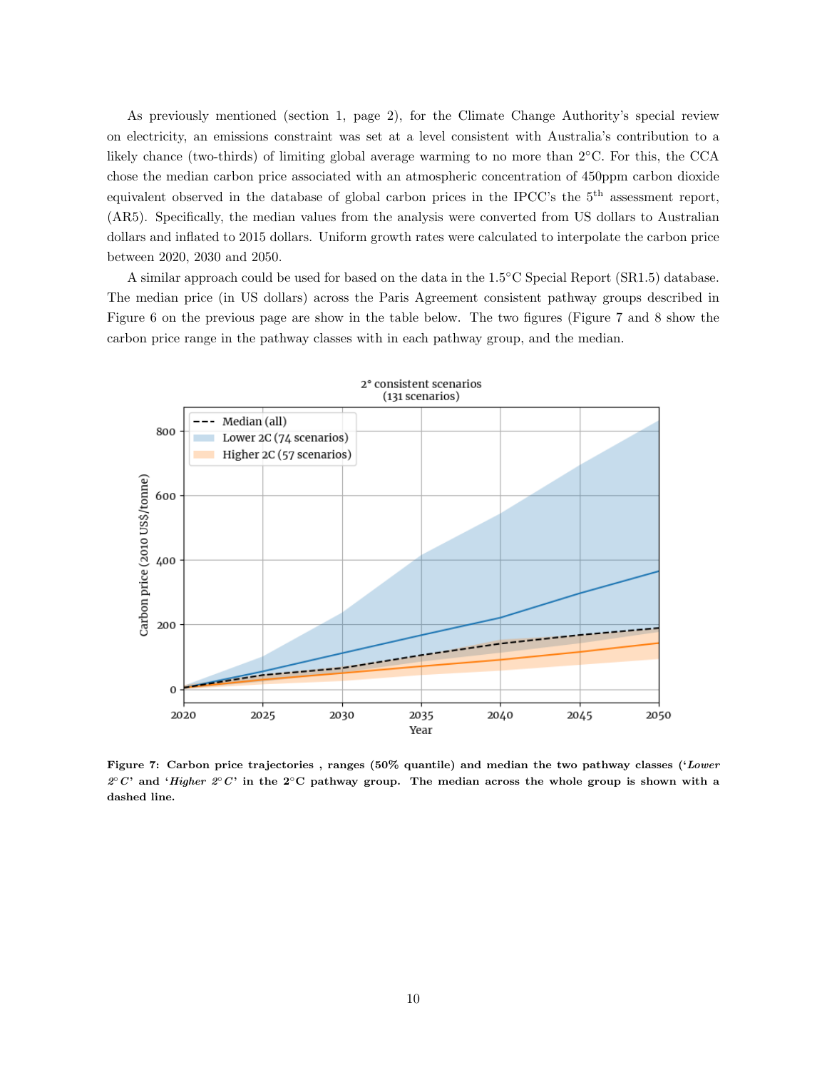As previously mentioned (section 1, page 2), for the Climate Change Authority's special review on electricity, an emissions constraint was set at a level consistent with Australia's contribution to a likely chance (two-thirds) of limiting global average warming to no more than 2°C. For this, the CCA chose the median carbon price associated with an atmospheric concentration of 450ppm carbon dioxide equivalent observed in the database of global carbon prices in the IPCC's the 5[th] assessment report, (AR5). Specifically, the median values from the analysis were converted from US dollars to Australian dollars and inflated to 2015 dollars. Uniform growth rates were calculated to interpolate the carbon price between 2020, 2030 and 2050.

A similar approach could be used for based on the data in the 1.5°C Special Report (SR1.5) database. The median price (in US dollars) across the Paris Agreement consistent pathway groups described in Figure 6 on the previous page are show in the table below. The two figures (Figure 7 and 8 show the carbon price range in the pathway classes with in each pathway group, and the median.

**Figure 7: Carbon price trajectories , ranges (50% quantile) and median the two pathway classes ('*Lower 2°C*' and '*Higher 2°C*' in the 2°C pathway group. The median across the whole group is shown with a dashed line.**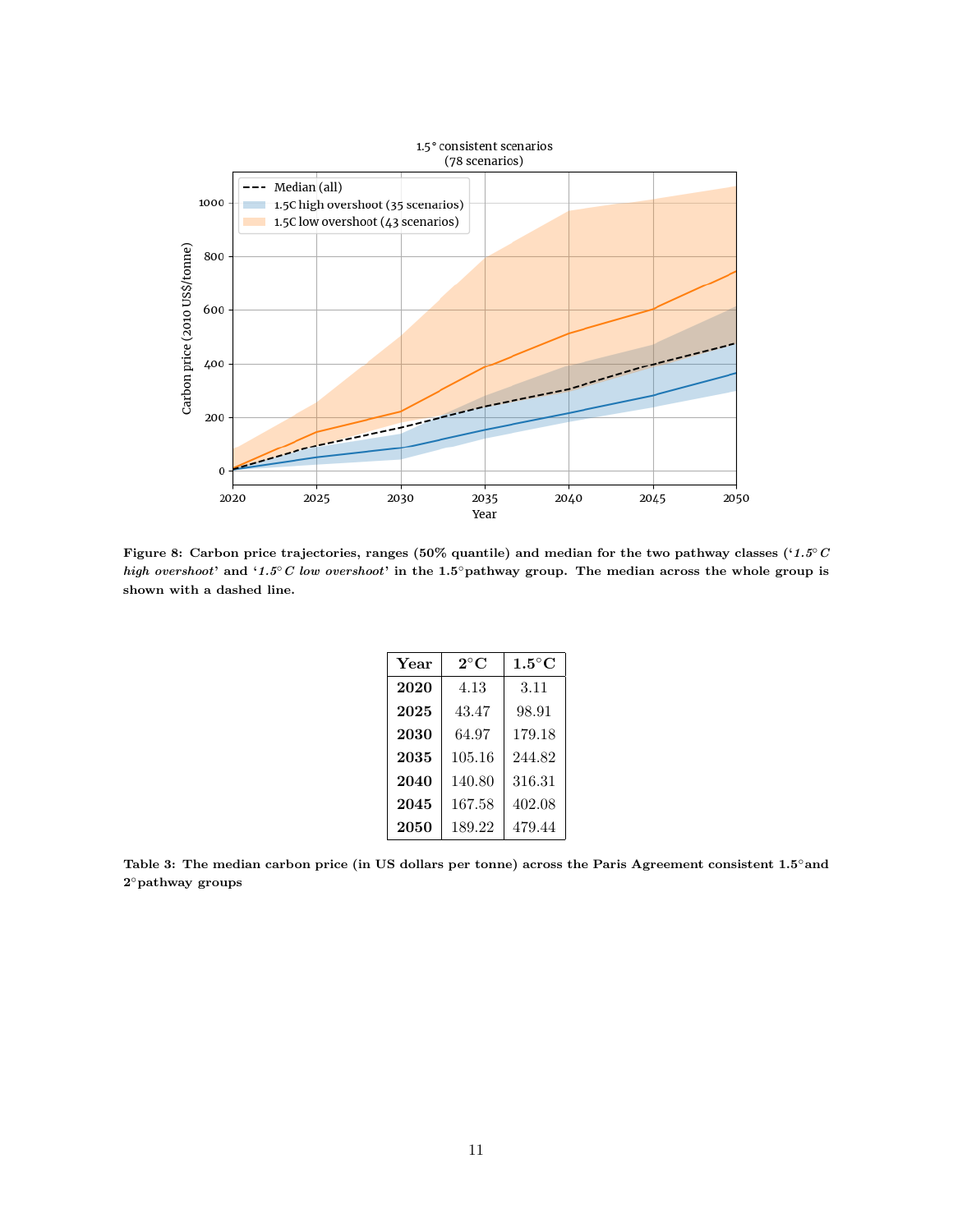Figure 8: Carbon price trajectories, ranges (50% quantile) and median for the two pathway classes ('*1.5° C high overshoot*' and '*1.5° C low overshoot*' in the 1.5°pathway group. The median across the whole group is shown with a dashed line.

| Year | 2°C | 1.5°C |
|---|---|---|
| **2020** | 4.13 | 3.11 |
| **2025** | 43.47 | 98.91 |
| **2030** | 64.97 | 179.18 |
| **2035** | 105.16 | 244.82 |
| **2040** | 140.80 | 316.31 |
| **2045** | 167.58 | 402.08 |
| **2050** | 189.22 | 479.44 |

Table 3: The median carbon price (in US dollars per tonne) across the Paris Agreement consistent 1.5°and 2°pathway groups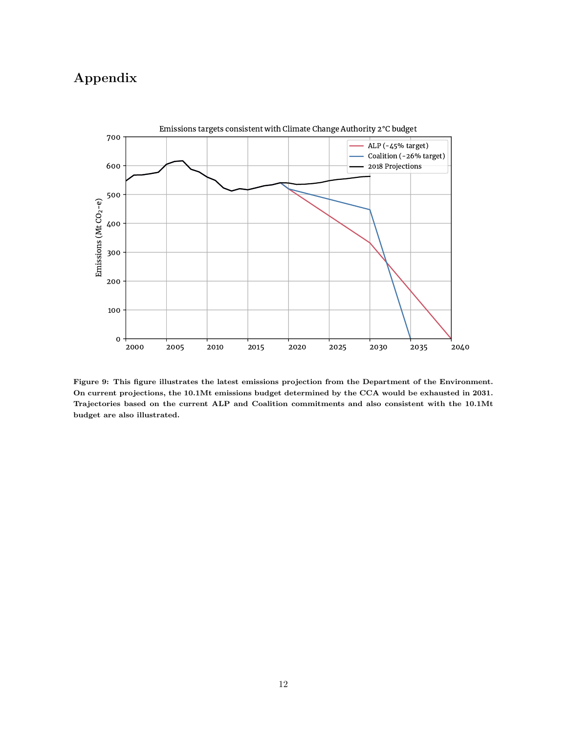# Appendix

Figure 9: This figure illustrates the latest emissions projection from the Department of the Environment. On current projections, the 10.1Mt emissions budget determined by the CCA would be exhausted in 2031. Trajectories based on the current ALP and Coalition commitments and also consistent with the 10.1Mt budget are also illustrated.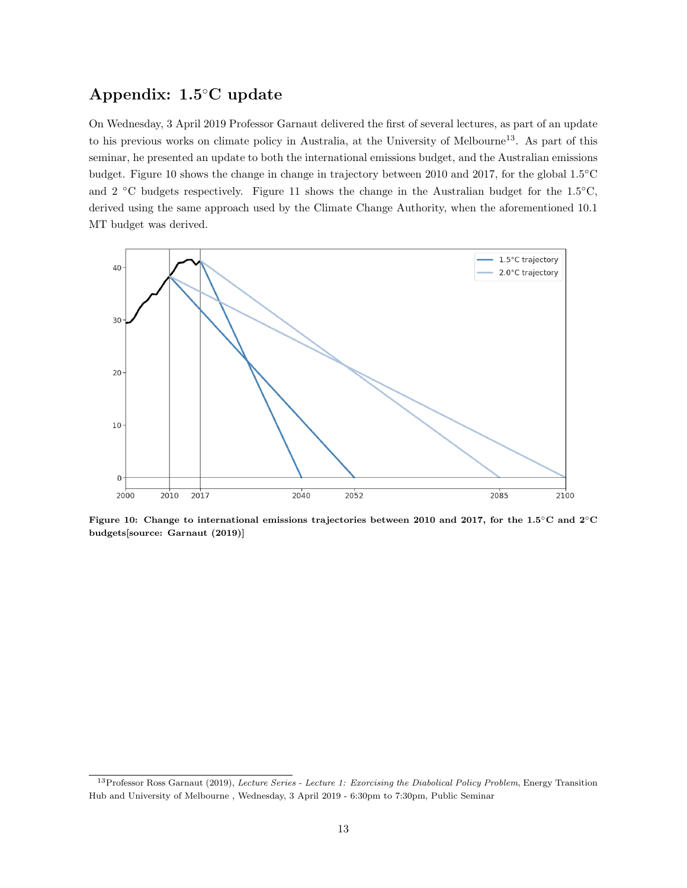## Appendix: 1.5°C update

On Wednesday, 3 April 2019 Professor Garnaut delivered the first of several lectures, as part of an update to his previous works on climate policy in Australia, at the University of Melbourne[13]. As part of this seminar, he presented an update to both the international emissions budget, and the Australian emissions budget. Figure 10 shows the change in change in trajectory between 2010 and 2017, for the global 1.5°C and 2 °C budgets respectively. Figure 11 shows the change in the Australian budget for the 1.5°C, derived using the same approach used by the Climate Change Authority, when the aforementioned 10.1 MT budget was derived.

**Figure 10: Change to international emissions trajectories between 2010 and 2017, for the 1.5°C and 2°C budgets[source: Garnaut (2019)]**

[13] Professor Ross Garnaut (2019), *Lecture Series - Lecture 1: Exorcising the Diabolical Policy Problem*, Energy Transition Hub and University of Melbourne , Wednesday, 3 April 2019 - 6:30pm to 7:30pm, Public Seminar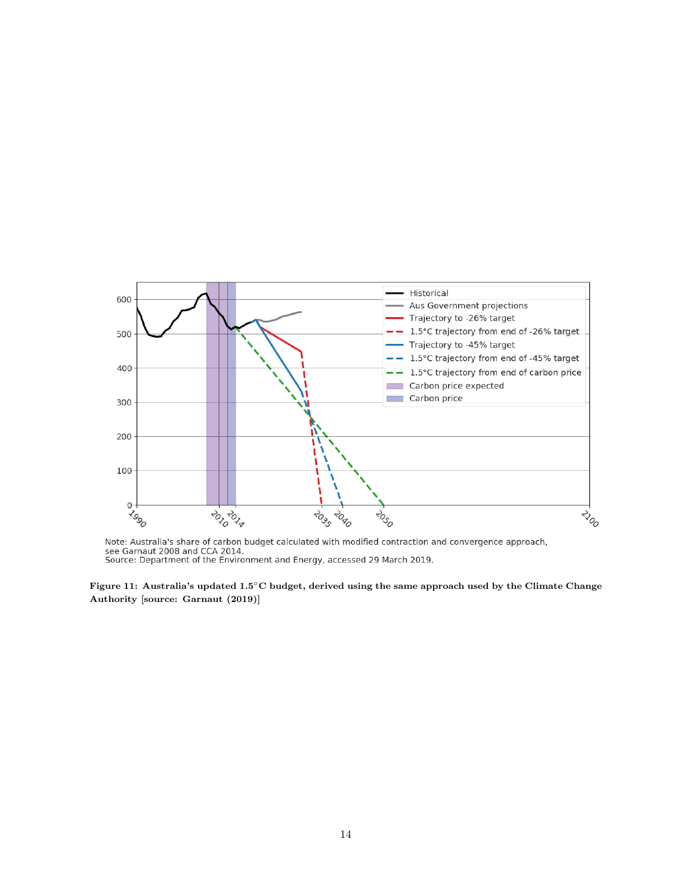600
500
400
300
200
100
0

1990
2010
2014
2035
2040
2050
2100

Historical
Aus Government projections
Trajectory to -26% target
1.5°C trajectory from end of -26% target
Trajectory to -45% target
1.5°C trajectory from end of -45% target
1.5°C trajectory from end of carbon price
Carbon price expected
Carbon price

Note: Australia's share of carbon budget calculated with modified contraction and convergence approach, see Garnaut 2008 and CCA 2014.
Source: Department of the Environment and Energy, accessed 29 March 2019.

**Figure 11: Australia's updated 1.5°C budget, derived using the same approach used by the Climate Change Authority [source: Garnaut (2019)]**